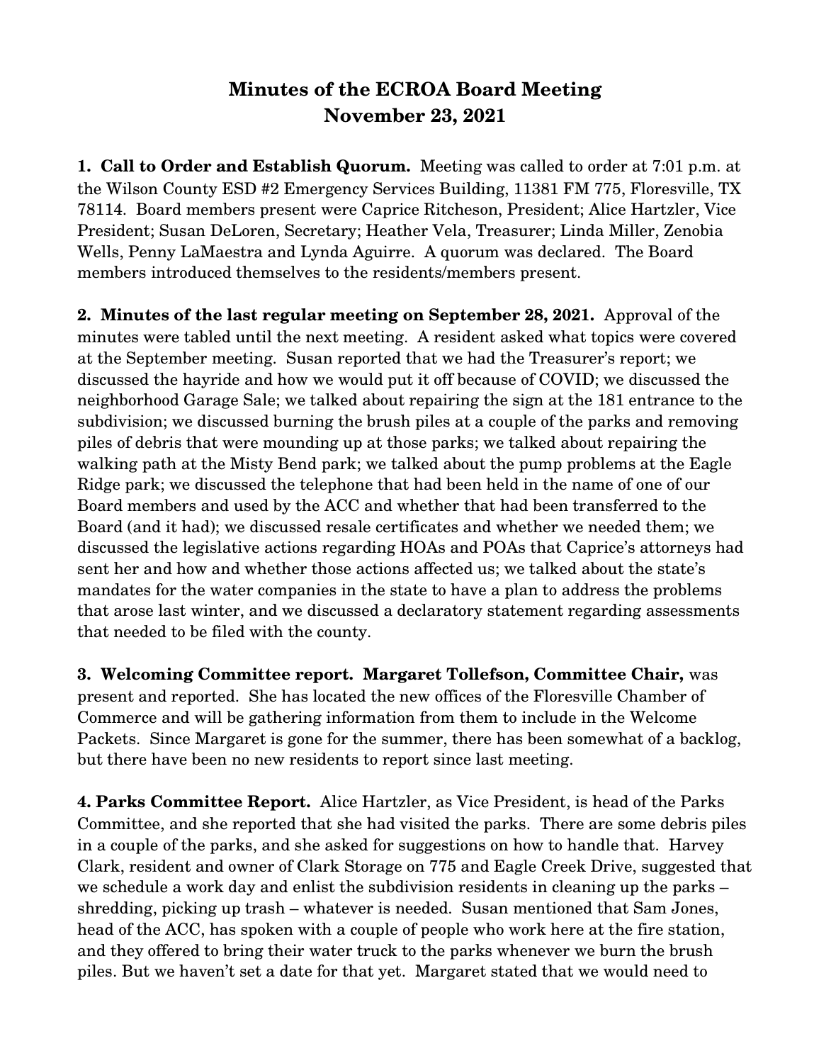# Minutes of the ECROA Board Meeting
## November 23, 2021

**1. Call to Order and Establish Quorum.** Meeting was called to order at 7:01 p.m. at the Wilson County ESD #2 Emergency Services Building, 11381 FM 775, Floresville, TX 78114. Board members present were Caprice Ritcheson, President; Alice Hartzler, Vice President; Susan DeLoren, Secretary; Heather Vela, Treasurer; Linda Miller, Zenobia Wells, Penny LaMaestra and Lynda Aguirre. A quorum was declared. The Board members introduced themselves to the residents/members present.

**2. Minutes of the last regular meeting on September 28, 2021.** Approval of the minutes were tabled until the next meeting. A resident asked what topics were covered at the September meeting. Susan reported that we had the Treasurer's report; we discussed the hayride and how we would put it off because of COVID; we discussed the neighborhood Garage Sale; we talked about repairing the sign at the 181 entrance to the subdivision; we discussed burning the brush piles at a couple of the parks and removing piles of debris that were mounding up at those parks; we talked about repairing the walking path at the Misty Bend park; we talked about the pump problems at the Eagle Ridge park; we discussed the telephone that had been held in the name of one of our Board members and used by the ACC and whether that had been transferred to the Board (and it had); we discussed resale certificates and whether we needed them; we discussed the legislative actions regarding HOAs and POAs that Caprice's attorneys had sent her and how and whether those actions affected us; we talked about the state's mandates for the water companies in the state to have a plan to address the problems that arose last winter, and we discussed a declaratory statement regarding assessments that needed to be filed with the county.

**3. Welcoming Committee report. Margaret Tollefson, Committee Chair,** was present and reported. She has located the new offices of the Floresville Chamber of Commerce and will be gathering information from them to include in the Welcome Packets. Since Margaret is gone for the summer, there has been somewhat of a backlog, but there have been no new residents to report since last meeting.

**4. Parks Committee Report.** Alice Hartzler, as Vice President, is head of the Parks Committee, and she reported that she had visited the parks. There are some debris piles in a couple of the parks, and she asked for suggestions on how to handle that. Harvey Clark, resident and owner of Clark Storage on 775 and Eagle Creek Drive, suggested that we schedule a work day and enlist the subdivision residents in cleaning up the parks – shredding, picking up trash – whatever is needed. Susan mentioned that Sam Jones, head of the ACC, has spoken with a couple of people who work here at the fire station, and they offered to bring their water truck to the parks whenever we burn the brush piles. But we haven't set a date for that yet. Margaret stated that we would need to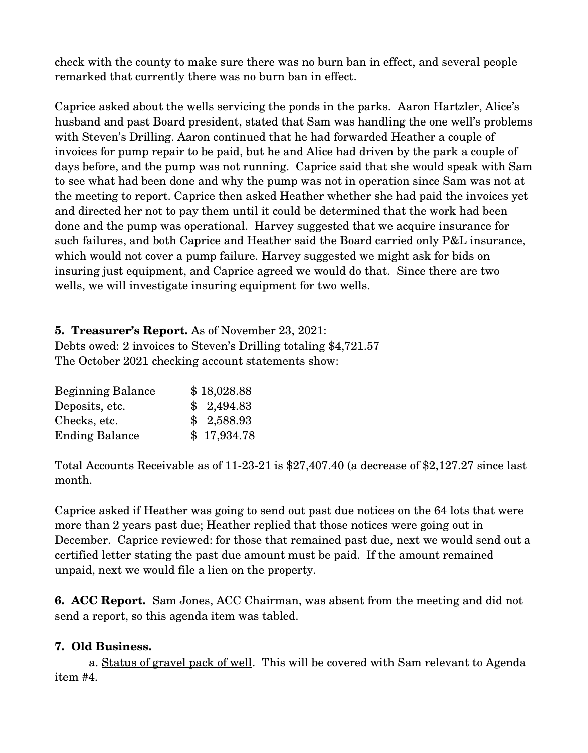check with the county to make sure there was no burn ban in effect, and several people remarked that currently there was no burn ban in effect.

Caprice asked about the wells servicing the ponds in the parks. Aaron Hartzler, Alice's husband and past Board president, stated that Sam was handling the one well's problems with Steven's Drilling. Aaron continued that he had forwarded Heather a couple of invoices for pump repair to be paid, but he and Alice had driven by the park a couple of days before, and the pump was not running. Caprice said that she would speak with Sam to see what had been done and why the pump was not in operation since Sam was not at the meeting to report. Caprice then asked Heather whether she had paid the invoices yet and directed her not to pay them until it could be determined that the work had been done and the pump was operational. Harvey suggested that we acquire insurance for such failures, and both Caprice and Heather said the Board carried only P&L insurance, which would not cover a pump failure. Harvey suggested we might ask for bids on insuring just equipment, and Caprice agreed we would do that. Since there are two wells, we will investigate insuring equipment for two wells.

**5. Treasurer's Report.** As of November 23, 2021:
Debts owed: 2 invoices to Steven's Drilling totaling $4,721.57
The October 2021 checking account statements show:

| | |
|---|---|
| Beginning Balance | $ 18,028.88 |
| Deposits, etc. | $ 2,494.83 |
| Checks, etc. | $ 2,588.93 |
| Ending Balance | $ 17,934.78 |

Total Accounts Receivable as of 11-23-21 is $27,407.40 (a decrease of $2,127.27 since last month.

Caprice asked if Heather was going to send out past due notices on the 64 lots that were more than 2 years past due; Heather replied that those notices were going out in December. Caprice reviewed: for those that remained past due, next we would send out a certified letter stating the past due amount must be paid. If the amount remained unpaid, next we would file a lien on the property.

**6. ACC Report.** Sam Jones, ACC Chairman, was absent from the meeting and did not send a report, so this agenda item was tabled.

**7. Old Business.**

a. Status of gravel pack of well. This will be covered with Sam relevant to Agenda item #4.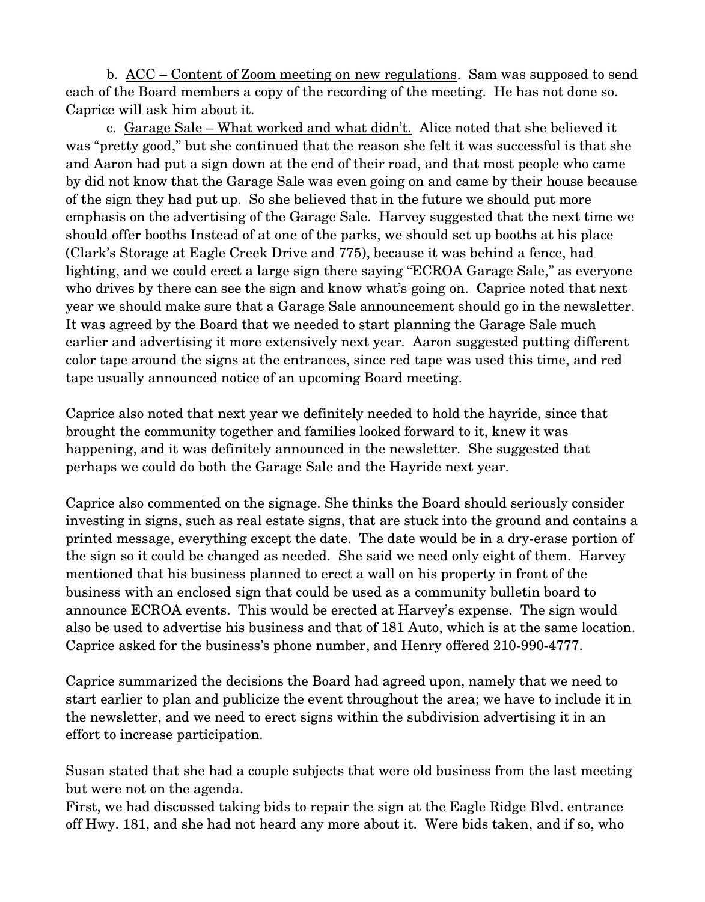b. <u>ACC – Content of Zoom meeting on new regulations</u>. Sam was supposed to send each of the Board members a copy of the recording of the meeting. He has not done so. Caprice will ask him about it.

c. <u>Garage Sale – What worked and what didn't.</u> Alice noted that she believed it was "pretty good," but she continued that the reason she felt it was successful is that she and Aaron had put a sign down at the end of their road, and that most people who came by did not know that the Garage Sale was even going on and came by their house because of the sign they had put up. So she believed that in the future we should put more emphasis on the advertising of the Garage Sale. Harvey suggested that the next time we should offer booths Instead of at one of the parks, we should set up booths at his place (Clark's Storage at Eagle Creek Drive and 775), because it was behind a fence, had lighting, and we could erect a large sign there saying "ECROA Garage Sale," as everyone who drives by there can see the sign and know what's going on. Caprice noted that next year we should make sure that a Garage Sale announcement should go in the newsletter. It was agreed by the Board that we needed to start planning the Garage Sale much earlier and advertising it more extensively next year. Aaron suggested putting different color tape around the signs at the entrances, since red tape was used this time, and red tape usually announced notice of an upcoming Board meeting.

Caprice also noted that next year we definitely needed to hold the hayride, since that brought the community together and families looked forward to it, knew it was happening, and it was definitely announced in the newsletter. She suggested that perhaps we could do both the Garage Sale and the Hayride next year.

Caprice also commented on the signage. She thinks the Board should seriously consider investing in signs, such as real estate signs, that are stuck into the ground and contains a printed message, everything except the date. The date would be in a dry-erase portion of the sign so it could be changed as needed. She said we need only eight of them. Harvey mentioned that his business planned to erect a wall on his property in front of the business with an enclosed sign that could be used as a community bulletin board to announce ECROA events. This would be erected at Harvey's expense. The sign would also be used to advertise his business and that of 181 Auto, which is at the same location. Caprice asked for the business's phone number, and Henry offered 210-990-4777.

Caprice summarized the decisions the Board had agreed upon, namely that we need to start earlier to plan and publicize the event throughout the area; we have to include it in the newsletter, and we need to erect signs within the subdivision advertising it in an effort to increase participation.

Susan stated that she had a couple subjects that were old business from the last meeting but were not on the agenda.

First, we had discussed taking bids to repair the sign at the Eagle Ridge Blvd. entrance off Hwy. 181, and she had not heard any more about it. Were bids taken, and if so, who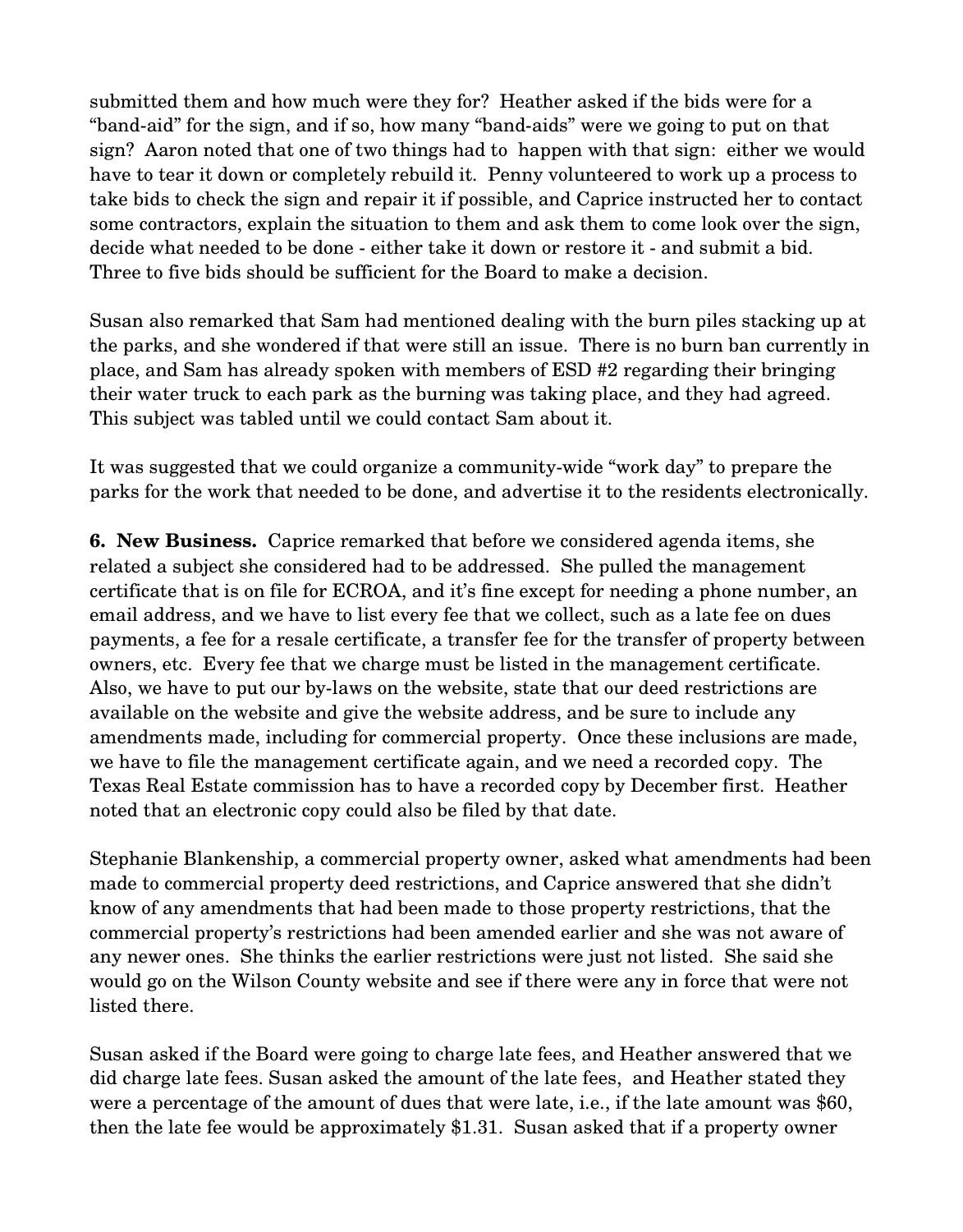submitted them and how much were they for? Heather asked if the bids were for a "band-aid" for the sign, and if so, how many "band-aids" were we going to put on that sign? Aaron noted that one of two things had to happen with that sign: either we would have to tear it down or completely rebuild it. Penny volunteered to work up a process to take bids to check the sign and repair it if possible, and Caprice instructed her to contact some contractors, explain the situation to them and ask them to come look over the sign, decide what needed to be done - either take it down or restore it - and submit a bid. Three to five bids should be sufficient for the Board to make a decision.

Susan also remarked that Sam had mentioned dealing with the burn piles stacking up at the parks, and she wondered if that were still an issue. There is no burn ban currently in place, and Sam has already spoken with members of ESD #2 regarding their bringing their water truck to each park as the burning was taking place, and they had agreed. This subject was tabled until we could contact Sam about it.

It was suggested that we could organize a community-wide "work day" to prepare the parks for the work that needed to be done, and advertise it to the residents electronically.

**6. New Business.** Caprice remarked that before we considered agenda items, she related a subject she considered had to be addressed. She pulled the management certificate that is on file for ECROA, and it's fine except for needing a phone number, an email address, and we have to list every fee that we collect, such as a late fee on dues payments, a fee for a resale certificate, a transfer fee for the transfer of property between owners, etc. Every fee that we charge must be listed in the management certificate. Also, we have to put our by-laws on the website, state that our deed restrictions are available on the website and give the website address, and be sure to include any amendments made, including for commercial property. Once these inclusions are made, we have to file the management certificate again, and we need a recorded copy. The Texas Real Estate commission has to have a recorded copy by December first. Heather noted that an electronic copy could also be filed by that date.

Stephanie Blankenship, a commercial property owner, asked what amendments had been made to commercial property deed restrictions, and Caprice answered that she didn't know of any amendments that had been made to those property restrictions, that the commercial property's restrictions had been amended earlier and she was not aware of any newer ones. She thinks the earlier restrictions were just not listed. She said she would go on the Wilson County website and see if there were any in force that were not listed there.

Susan asked if the Board were going to charge late fees, and Heather answered that we did charge late fees. Susan asked the amount of the late fees, and Heather stated they were a percentage of the amount of dues that were late, i.e., if the late amount was $60, then the late fee would be approximately $1.31. Susan asked that if a property owner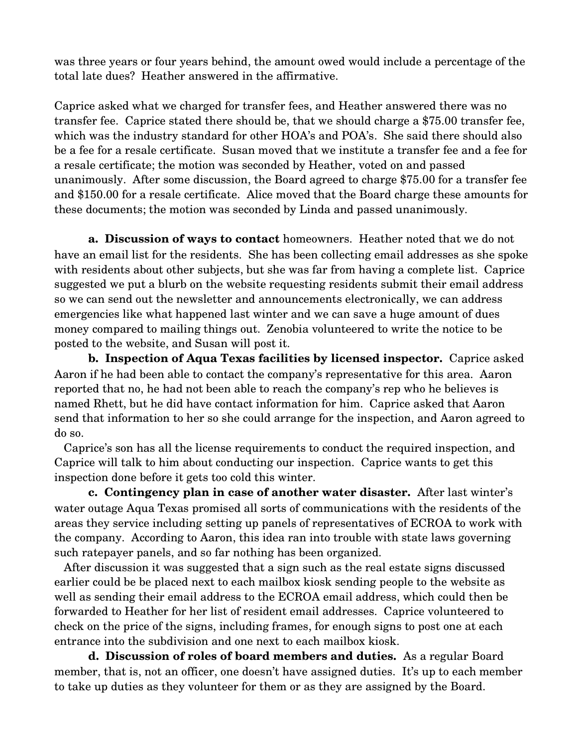was three years or four years behind, the amount owed would include a percentage of the total late dues? Heather answered in the affirmative.

Caprice asked what we charged for transfer fees, and Heather answered there was no transfer fee. Caprice stated there should be, that we should charge a $75.00 transfer fee, which was the industry standard for other HOA's and POA's. She said there should also be a fee for a resale certificate. Susan moved that we institute a transfer fee and a fee for a resale certificate; the motion was seconded by Heather, voted on and passed unanimously. After some discussion, the Board agreed to charge $75.00 for a transfer fee and $150.00 for a resale certificate. Alice moved that the Board charge these amounts for these documents; the motion was seconded by Linda and passed unanimously.

**a. Discussion of ways to contact** homeowners. Heather noted that we do not have an email list for the residents. She has been collecting email addresses as she spoke with residents about other subjects, but she was far from having a complete list. Caprice suggested we put a blurb on the website requesting residents submit their email address so we can send out the newsletter and announcements electronically, we can address emergencies like what happened last winter and we can save a huge amount of dues money compared to mailing things out. Zenobia volunteered to write the notice to be posted to the website, and Susan will post it.

**b. Inspection of Aqua Texas facilities by licensed inspector.** Caprice asked Aaron if he had been able to contact the company's representative for this area. Aaron reported that no, he had not been able to reach the company's rep who he believes is named Rhett, but he did have contact information for him. Caprice asked that Aaron send that information to her so she could arrange for the inspection, and Aaron agreed to do so.

Caprice's son has all the license requirements to conduct the required inspection, and Caprice will talk to him about conducting our inspection. Caprice wants to get this inspection done before it gets too cold this winter.

**c. Contingency plan in case of another water disaster.** After last winter's water outage Aqua Texas promised all sorts of communications with the residents of the areas they service including setting up panels of representatives of ECROA to work with the company. According to Aaron, this idea ran into trouble with state laws governing such ratepayer panels, and so far nothing has been organized.

After discussion it was suggested that a sign such as the real estate signs discussed earlier could be be placed next to each mailbox kiosk sending people to the website as well as sending their email address to the ECROA email address, which could then be forwarded to Heather for her list of resident email addresses. Caprice volunteered to check on the price of the signs, including frames, for enough signs to post one at each entrance into the subdivision and one next to each mailbox kiosk.

**d. Discussion of roles of board members and duties.** As a regular Board member, that is, not an officer, one doesn't have assigned duties. It's up to each member to take up duties as they volunteer for them or as they are assigned by the Board.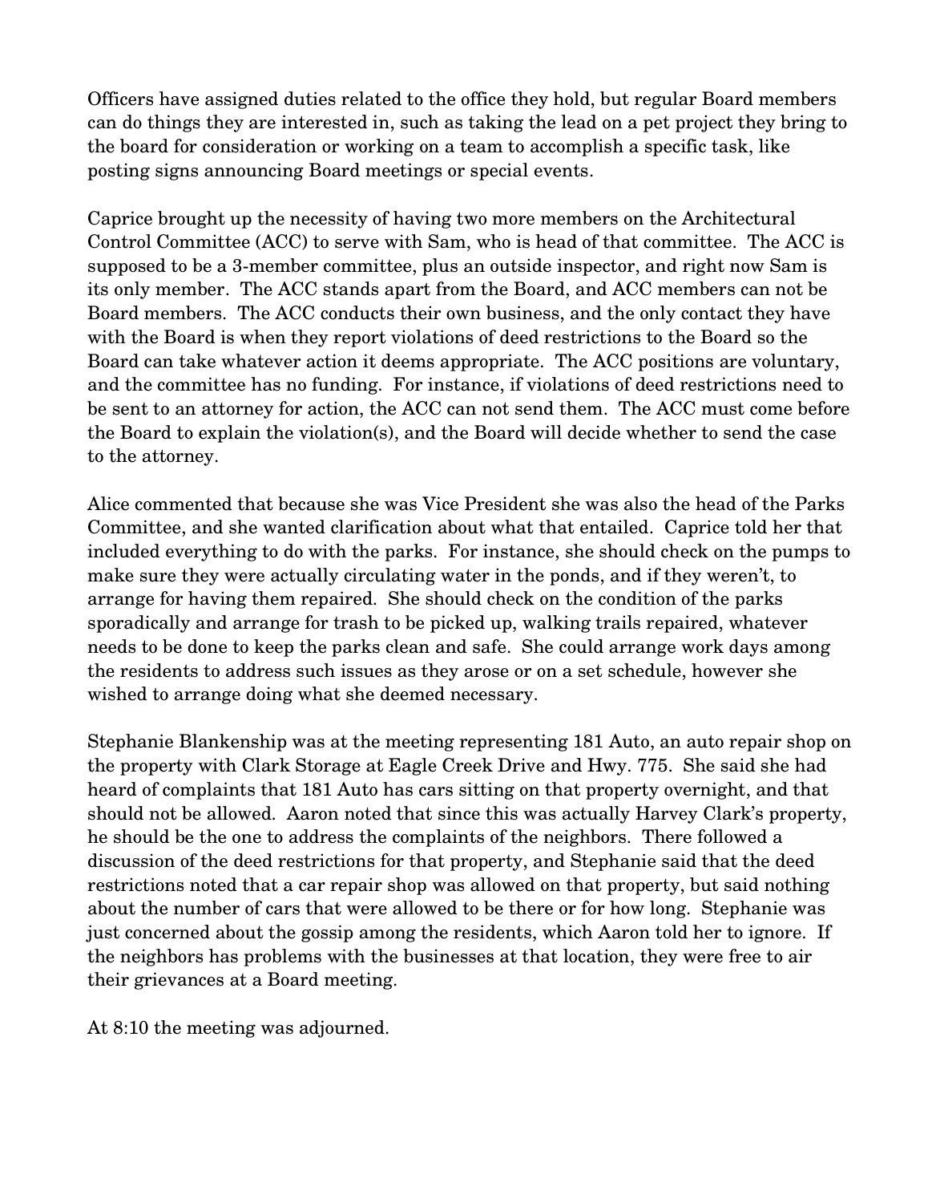Officers have assigned duties related to the office they hold, but regular Board members can do things they are interested in, such as taking the lead on a pet project they bring to the board for consideration or working on a team to accomplish a specific task, like posting signs announcing Board meetings or special events.

Caprice brought up the necessity of having two more members on the Architectural Control Committee (ACC) to serve with Sam, who is head of that committee. The ACC is supposed to be a 3-member committee, plus an outside inspector, and right now Sam is its only member. The ACC stands apart from the Board, and ACC members can not be Board members. The ACC conducts their own business, and the only contact they have with the Board is when they report violations of deed restrictions to the Board so the Board can take whatever action it deems appropriate. The ACC positions are voluntary, and the committee has no funding. For instance, if violations of deed restrictions need to be sent to an attorney for action, the ACC can not send them. The ACC must come before the Board to explain the violation(s), and the Board will decide whether to send the case to the attorney.

Alice commented that because she was Vice President she was also the head of the Parks Committee, and she wanted clarification about what that entailed. Caprice told her that included everything to do with the parks. For instance, she should check on the pumps to make sure they were actually circulating water in the ponds, and if they weren't, to arrange for having them repaired. She should check on the condition of the parks sporadically and arrange for trash to be picked up, walking trails repaired, whatever needs to be done to keep the parks clean and safe. She could arrange work days among the residents to address such issues as they arose or on a set schedule, however she wished to arrange doing what she deemed necessary.

Stephanie Blankenship was at the meeting representing 181 Auto, an auto repair shop on the property with Clark Storage at Eagle Creek Drive and Hwy. 775. She said she had heard of complaints that 181 Auto has cars sitting on that property overnight, and that should not be allowed. Aaron noted that since this was actually Harvey Clark's property, he should be the one to address the complaints of the neighbors. There followed a discussion of the deed restrictions for that property, and Stephanie said that the deed restrictions noted that a car repair shop was allowed on that property, but said nothing about the number of cars that were allowed to be there or for how long. Stephanie was just concerned about the gossip among the residents, which Aaron told her to ignore. If the neighbors has problems with the businesses at that location, they were free to air their grievances at a Board meeting.

At 8:10 the meeting was adjourned.